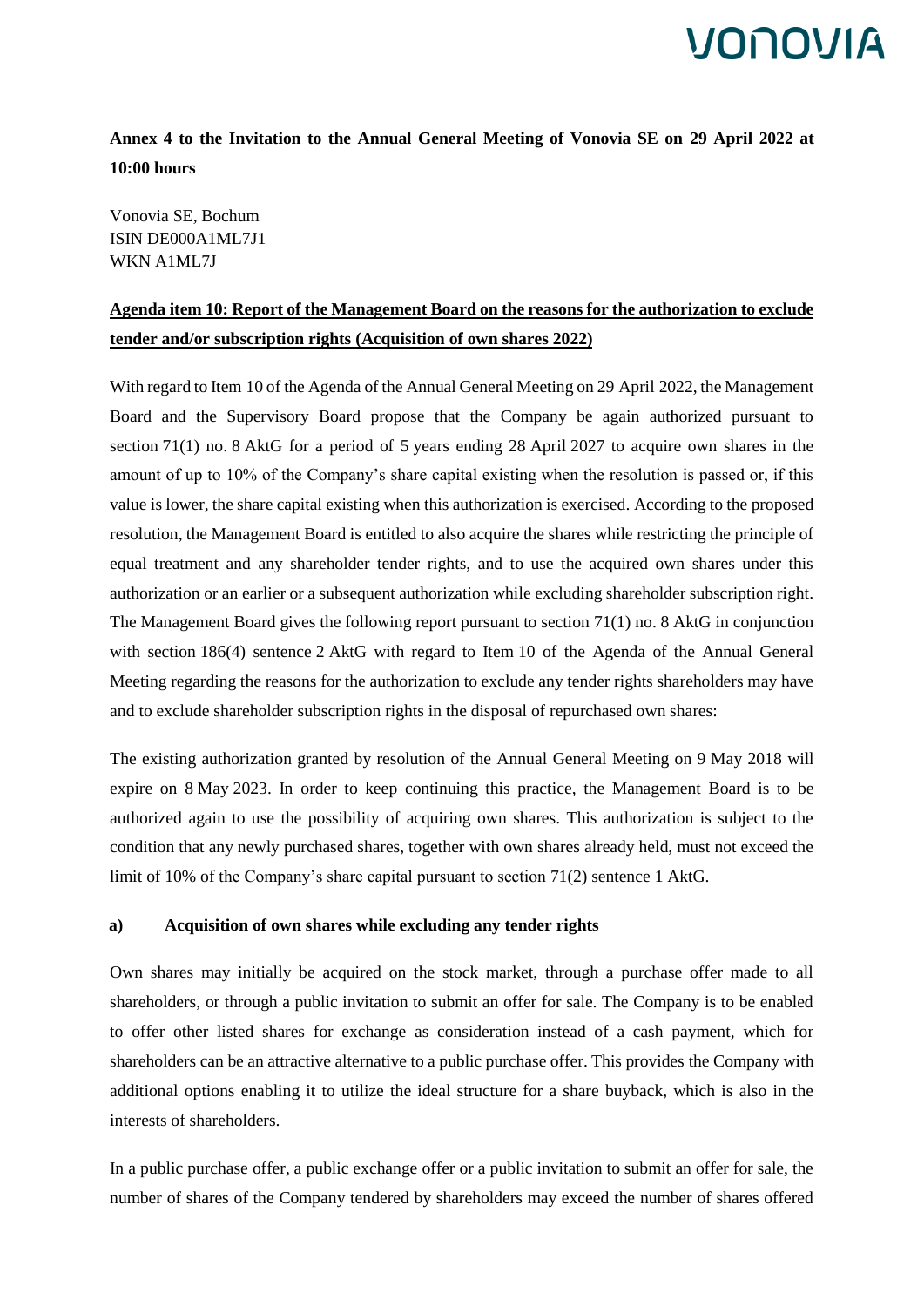**Annex 4 to the Invitation to the Annual General Meeting of Vonovia SE on 29 April 2022 at 10:00 hours**

Vonovia SE, Bochum
ISIN DE000A1ML7J1
WKN A1ML7J

**Agenda item 10: Report of the Management Board on the reasons for the authorization to exclude tender and/or subscription rights (Acquisition of own shares 2022)**

With regard to Item 10 of the Agenda of the Annual General Meeting on 29 April 2022, the Management Board and the Supervisory Board propose that the Company be again authorized pursuant to section 71(1) no. 8 AktG for a period of 5 years ending 28 April 2027 to acquire own shares in the amount of up to 10% of the Company's share capital existing when the resolution is passed or, if this value is lower, the share capital existing when this authorization is exercised. According to the proposed resolution, the Management Board is entitled to also acquire the shares while restricting the principle of equal treatment and any shareholder tender rights, and to use the acquired own shares under this authorization or an earlier or a subsequent authorization while excluding shareholder subscription right. The Management Board gives the following report pursuant to section 71(1) no. 8 AktG in conjunction with section 186(4) sentence 2 AktG with regard to Item 10 of the Agenda of the Annual General Meeting regarding the reasons for the authorization to exclude any tender rights shareholders may have and to exclude shareholder subscription rights in the disposal of repurchased own shares:

The existing authorization granted by resolution of the Annual General Meeting on 9 May 2018 will expire on 8 May 2023. In order to keep continuing this practice, the Management Board is to be authorized again to use the possibility of acquiring own shares. This authorization is subject to the condition that any newly purchased shares, together with own shares already held, must not exceed the limit of 10% of the Company's share capital pursuant to section 71(2) sentence 1 AktG.

**a) Acquisition of own shares while excluding any tender rights**

Own shares may initially be acquired on the stock market, through a purchase offer made to all shareholders, or through a public invitation to submit an offer for sale. The Company is to be enabled to offer other listed shares for exchange as consideration instead of a cash payment, which for shareholders can be an attractive alternative to a public purchase offer. This provides the Company with additional options enabling it to utilize the ideal structure for a share buyback, which is also in the interests of shareholders.

In a public purchase offer, a public exchange offer or a public invitation to submit an offer for sale, the number of shares of the Company tendered by shareholders may exceed the number of shares offered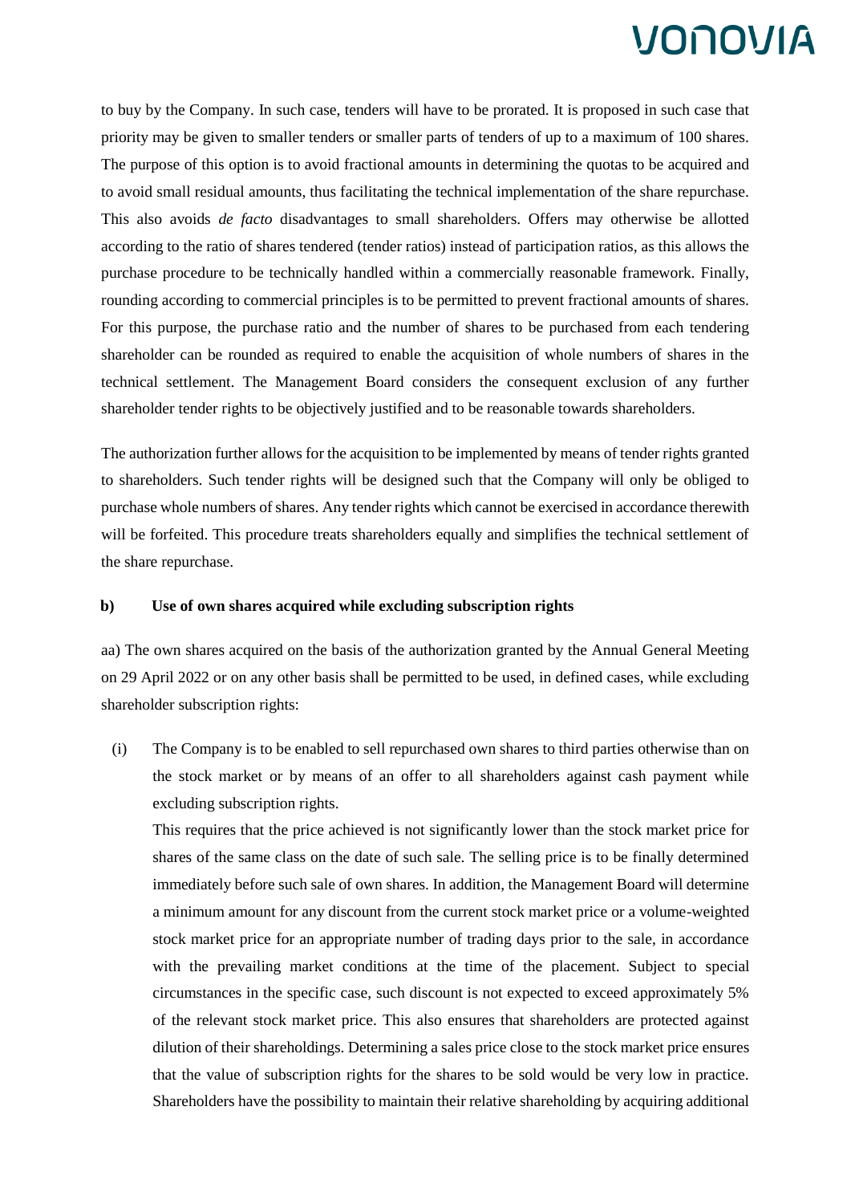to buy by the Company. In such case, tenders will have to be prorated. It is proposed in such case that priority may be given to smaller tenders or smaller parts of tenders of up to a maximum of 100 shares. The purpose of this option is to avoid fractional amounts in determining the quotas to be acquired and to avoid small residual amounts, thus facilitating the technical implementation of the share repurchase. This also avoids *de facto* disadvantages to small shareholders. Offers may otherwise be allotted according to the ratio of shares tendered (tender ratios) instead of participation ratios, as this allows the purchase procedure to be technically handled within a commercially reasonable framework. Finally, rounding according to commercial principles is to be permitted to prevent fractional amounts of shares. For this purpose, the purchase ratio and the number of shares to be purchased from each tendering shareholder can be rounded as required to enable the acquisition of whole numbers of shares in the technical settlement. The Management Board considers the consequent exclusion of any further shareholder tender rights to be objectively justified and to be reasonable towards shareholders.

The authorization further allows for the acquisition to be implemented by means of tender rights granted to shareholders. Such tender rights will be designed such that the Company will only be obliged to purchase whole numbers of shares. Any tender rights which cannot be exercised in accordance therewith will be forfeited. This procedure treats shareholders equally and simplifies the technical settlement of the share repurchase.

**b) Use of own shares acquired while excluding subscription rights**

aa) The own shares acquired on the basis of the authorization granted by the Annual General Meeting on 29 April 2022 or on any other basis shall be permitted to be used, in defined cases, while excluding shareholder subscription rights:

(i) The Company is to be enabled to sell repurchased own shares to third parties otherwise than on the stock market or by means of an offer to all shareholders against cash payment while excluding subscription rights.

This requires that the price achieved is not significantly lower than the stock market price for shares of the same class on the date of such sale. The selling price is to be finally determined immediately before such sale of own shares. In addition, the Management Board will determine a minimum amount for any discount from the current stock market price or a volume-weighted stock market price for an appropriate number of trading days prior to the sale, in accordance with the prevailing market conditions at the time of the placement. Subject to special circumstances in the specific case, such discount is not expected to exceed approximately 5% of the relevant stock market price. This also ensures that shareholders are protected against dilution of their shareholdings. Determining a sales price close to the stock market price ensures that the value of subscription rights for the shares to be sold would be very low in practice. Shareholders have the possibility to maintain their relative shareholding by acquiring additional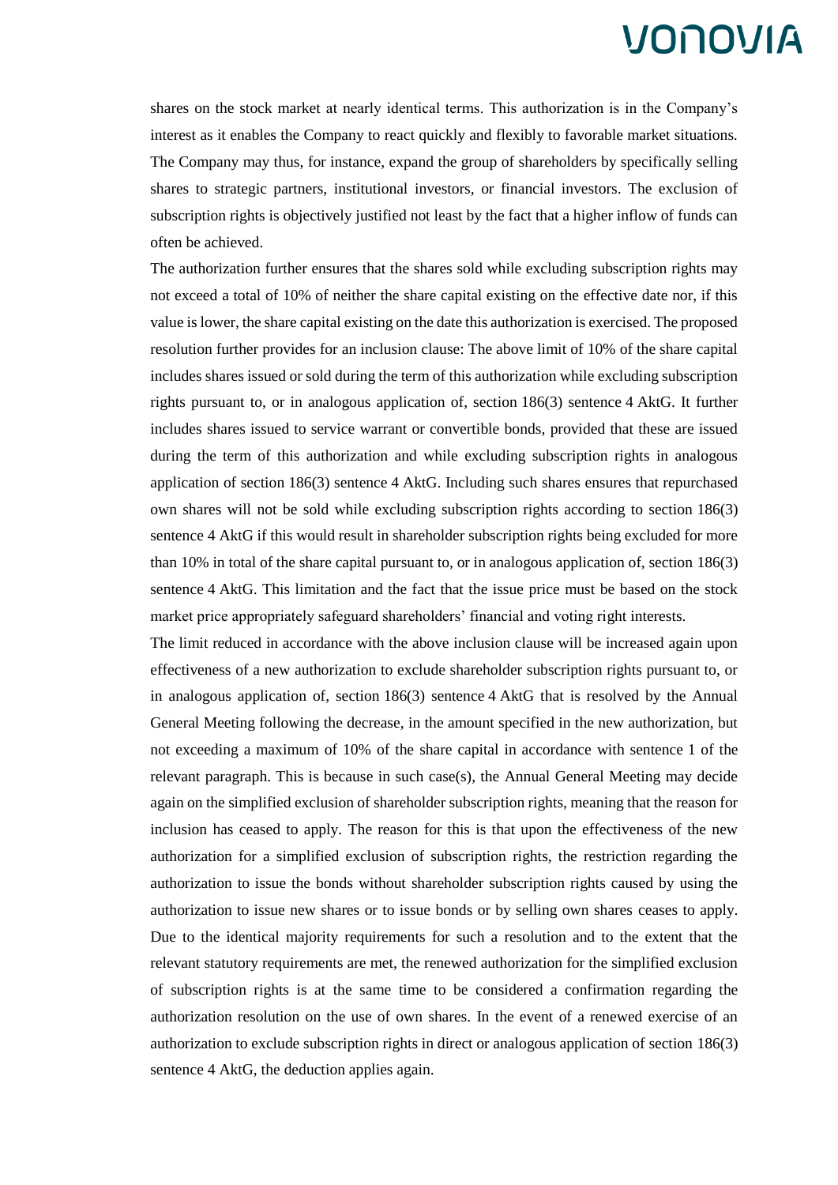shares on the stock market at nearly identical terms. This authorization is in the Company's interest as it enables the Company to react quickly and flexibly to favorable market situations. The Company may thus, for instance, expand the group of shareholders by specifically selling shares to strategic partners, institutional investors, or financial investors. The exclusion of subscription rights is objectively justified not least by the fact that a higher inflow of funds can often be achieved.

The authorization further ensures that the shares sold while excluding subscription rights may not exceed a total of 10% of neither the share capital existing on the effective date nor, if this value is lower, the share capital existing on the date this authorization is exercised. The proposed resolution further provides for an inclusion clause: The above limit of 10% of the share capital includes shares issued or sold during the term of this authorization while excluding subscription rights pursuant to, or in analogous application of, section 186(3) sentence 4 AktG. It further includes shares issued to service warrant or convertible bonds, provided that these are issued during the term of this authorization and while excluding subscription rights in analogous application of section 186(3) sentence 4 AktG. Including such shares ensures that repurchased own shares will not be sold while excluding subscription rights according to section 186(3) sentence 4 AktG if this would result in shareholder subscription rights being excluded for more than 10% in total of the share capital pursuant to, or in analogous application of, section 186(3) sentence 4 AktG. This limitation and the fact that the issue price must be based on the stock market price appropriately safeguard shareholders' financial and voting right interests.

The limit reduced in accordance with the above inclusion clause will be increased again upon effectiveness of a new authorization to exclude shareholder subscription rights pursuant to, or in analogous application of, section 186(3) sentence 4 AktG that is resolved by the Annual General Meeting following the decrease, in the amount specified in the new authorization, but not exceeding a maximum of 10% of the share capital in accordance with sentence 1 of the relevant paragraph. This is because in such case(s), the Annual General Meeting may decide again on the simplified exclusion of shareholder subscription rights, meaning that the reason for inclusion has ceased to apply. The reason for this is that upon the effectiveness of the new authorization for a simplified exclusion of subscription rights, the restriction regarding the authorization to issue the bonds without shareholder subscription rights caused by using the authorization to issue new shares or to issue bonds or by selling own shares ceases to apply. Due to the identical majority requirements for such a resolution and to the extent that the relevant statutory requirements are met, the renewed authorization for the simplified exclusion of subscription rights is at the same time to be considered a confirmation regarding the authorization resolution on the use of own shares. In the event of a renewed exercise of an authorization to exclude subscription rights in direct or analogous application of section 186(3) sentence 4 AktG, the deduction applies again.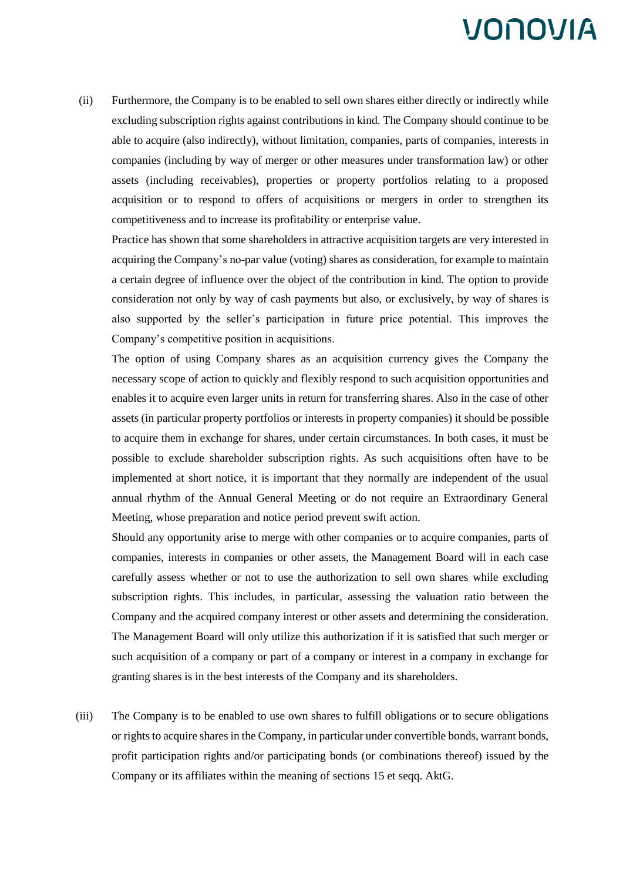(ii) Furthermore, the Company is to be enabled to sell own shares either directly or indirectly while excluding subscription rights against contributions in kind. The Company should continue to be able to acquire (also indirectly), without limitation, companies, parts of companies, interests in companies (including by way of merger or other measures under transformation law) or other assets (including receivables), properties or property portfolios relating to a proposed acquisition or to respond to offers of acquisitions or mergers in order to strengthen its competitiveness and to increase its profitability or enterprise value.

Practice has shown that some shareholders in attractive acquisition targets are very interested in acquiring the Company's no-par value (voting) shares as consideration, for example to maintain a certain degree of influence over the object of the contribution in kind. The option to provide consideration not only by way of cash payments but also, or exclusively, by way of shares is also supported by the seller's participation in future price potential. This improves the Company's competitive position in acquisitions.

The option of using Company shares as an acquisition currency gives the Company the necessary scope of action to quickly and flexibly respond to such acquisition opportunities and enables it to acquire even larger units in return for transferring shares. Also in the case of other assets (in particular property portfolios or interests in property companies) it should be possible to acquire them in exchange for shares, under certain circumstances. In both cases, it must be possible to exclude shareholder subscription rights. As such acquisitions often have to be implemented at short notice, it is important that they normally are independent of the usual annual rhythm of the Annual General Meeting or do not require an Extraordinary General Meeting, whose preparation and notice period prevent swift action.

Should any opportunity arise to merge with other companies or to acquire companies, parts of companies, interests in companies or other assets, the Management Board will in each case carefully assess whether or not to use the authorization to sell own shares while excluding subscription rights. This includes, in particular, assessing the valuation ratio between the Company and the acquired company interest or other assets and determining the consideration. The Management Board will only utilize this authorization if it is satisfied that such merger or such acquisition of a company or part of a company or interest in a company in exchange for granting shares is in the best interests of the Company and its shareholders.

(iii) The Company is to be enabled to use own shares to fulfill obligations or to secure obligations or rights to acquire shares in the Company, in particular under convertible bonds, warrant bonds, profit participation rights and/or participating bonds (or combinations thereof) issued by the Company or its affiliates within the meaning of sections 15 et seqq. AktG.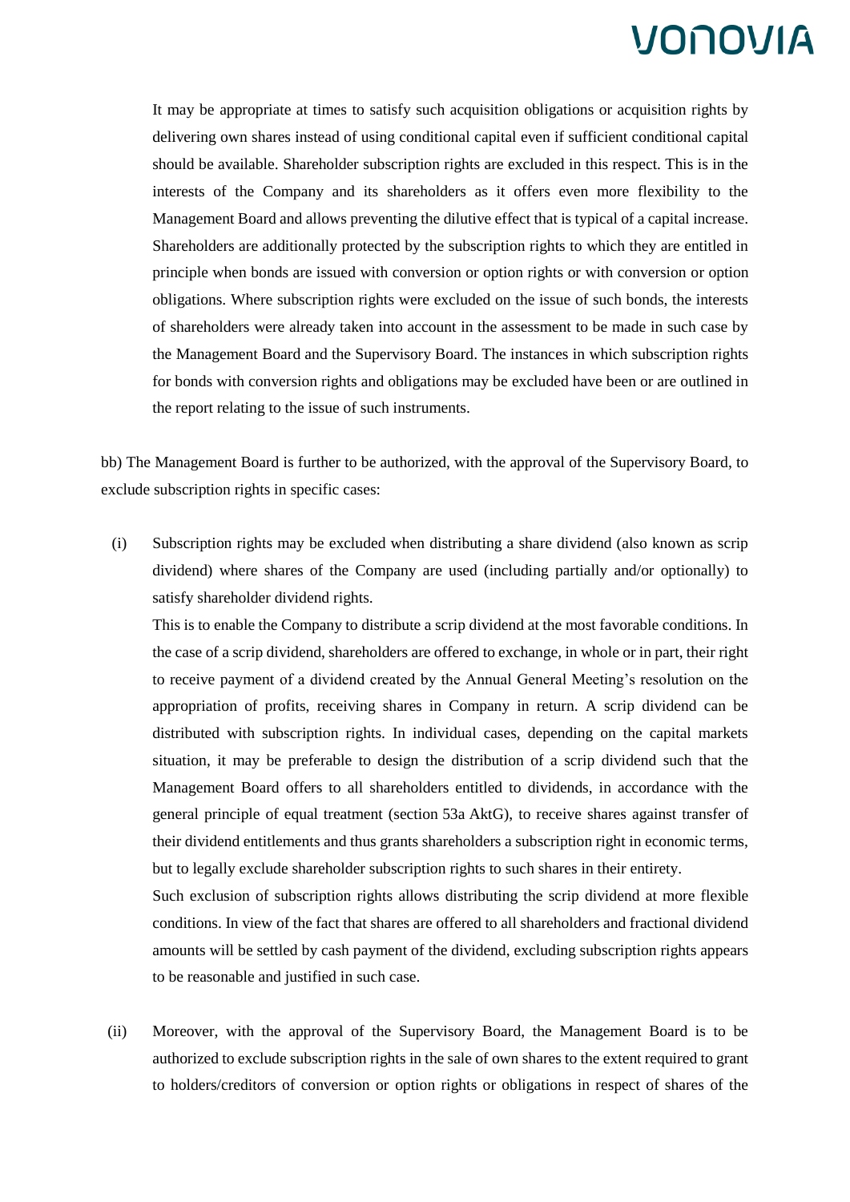It may be appropriate at times to satisfy such acquisition obligations or acquisition rights by delivering own shares instead of using conditional capital even if sufficient conditional capital should be available. Shareholder subscription rights are excluded in this respect. This is in the interests of the Company and its shareholders as it offers even more flexibility to the Management Board and allows preventing the dilutive effect that is typical of a capital increase. Shareholders are additionally protected by the subscription rights to which they are entitled in principle when bonds are issued with conversion or option rights or with conversion or option obligations. Where subscription rights were excluded on the issue of such bonds, the interests of shareholders were already taken into account in the assessment to be made in such case by the Management Board and the Supervisory Board. The instances in which subscription rights for bonds with conversion rights and obligations may be excluded have been or are outlined in the report relating to the issue of such instruments.

bb) The Management Board is further to be authorized, with the approval of the Supervisory Board, to exclude subscription rights in specific cases:

(i) Subscription rights may be excluded when distributing a share dividend (also known as scrip dividend) where shares of the Company are used (including partially and/or optionally) to satisfy shareholder dividend rights.

This is to enable the Company to distribute a scrip dividend at the most favorable conditions. In the case of a scrip dividend, shareholders are offered to exchange, in whole or in part, their right to receive payment of a dividend created by the Annual General Meeting's resolution on the appropriation of profits, receiving shares in Company in return. A scrip dividend can be distributed with subscription rights. In individual cases, depending on the capital markets situation, it may be preferable to design the distribution of a scrip dividend such that the Management Board offers to all shareholders entitled to dividends, in accordance with the general principle of equal treatment (section 53a AktG), to receive shares against transfer of their dividend entitlements and thus grants shareholders a subscription right in economic terms, but to legally exclude shareholder subscription rights to such shares in their entirety.

Such exclusion of subscription rights allows distributing the scrip dividend at more flexible conditions. In view of the fact that shares are offered to all shareholders and fractional dividend amounts will be settled by cash payment of the dividend, excluding subscription rights appears to be reasonable and justified in such case.

(ii) Moreover, with the approval of the Supervisory Board, the Management Board is to be authorized to exclude subscription rights in the sale of own shares to the extent required to grant to holders/creditors of conversion or option rights or obligations in respect of shares of the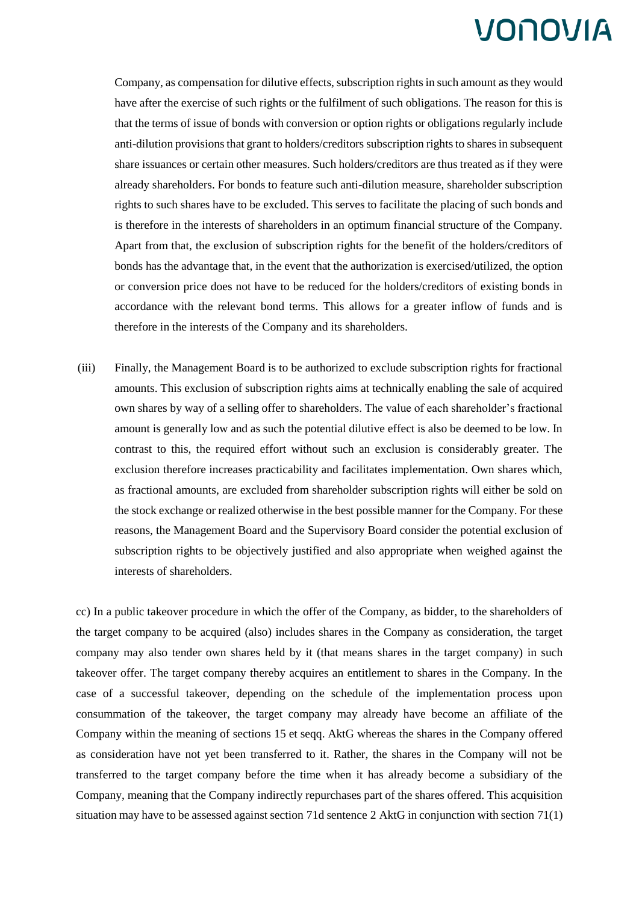Company, as compensation for dilutive effects, subscription rights in such amount as they would have after the exercise of such rights or the fulfilment of such obligations. The reason for this is that the terms of issue of bonds with conversion or option rights or obligations regularly include anti-dilution provisions that grant to holders/creditors subscription rights to shares in subsequent share issuances or certain other measures. Such holders/creditors are thus treated as if they were already shareholders. For bonds to feature such anti-dilution measure, shareholder subscription rights to such shares have to be excluded. This serves to facilitate the placing of such bonds and is therefore in the interests of shareholders in an optimum financial structure of the Company. Apart from that, the exclusion of subscription rights for the benefit of the holders/creditors of bonds has the advantage that, in the event that the authorization is exercised/utilized, the option or conversion price does not have to be reduced for the holders/creditors of existing bonds in accordance with the relevant bond terms. This allows for a greater inflow of funds and is therefore in the interests of the Company and its shareholders.

(iii) Finally, the Management Board is to be authorized to exclude subscription rights for fractional amounts. This exclusion of subscription rights aims at technically enabling the sale of acquired own shares by way of a selling offer to shareholders. The value of each shareholder's fractional amount is generally low and as such the potential dilutive effect is also be deemed to be low. In contrast to this, the required effort without such an exclusion is considerably greater. The exclusion therefore increases practicability and facilitates implementation. Own shares which, as fractional amounts, are excluded from shareholder subscription rights will either be sold on the stock exchange or realized otherwise in the best possible manner for the Company. For these reasons, the Management Board and the Supervisory Board consider the potential exclusion of subscription rights to be objectively justified and also appropriate when weighed against the interests of shareholders.

cc) In a public takeover procedure in which the offer of the Company, as bidder, to the shareholders of the target company to be acquired (also) includes shares in the Company as consideration, the target company may also tender own shares held by it (that means shares in the target company) in such takeover offer. The target company thereby acquires an entitlement to shares in the Company. In the case of a successful takeover, depending on the schedule of the implementation process upon consummation of the takeover, the target company may already have become an affiliate of the Company within the meaning of sections 15 et seqq. AktG whereas the shares in the Company offered as consideration have not yet been transferred to it. Rather, the shares in the Company will not be transferred to the target company before the time when it has already become a subsidiary of the Company, meaning that the Company indirectly repurchases part of the shares offered. This acquisition situation may have to be assessed against section 71d sentence 2 AktG in conjunction with section 71(1)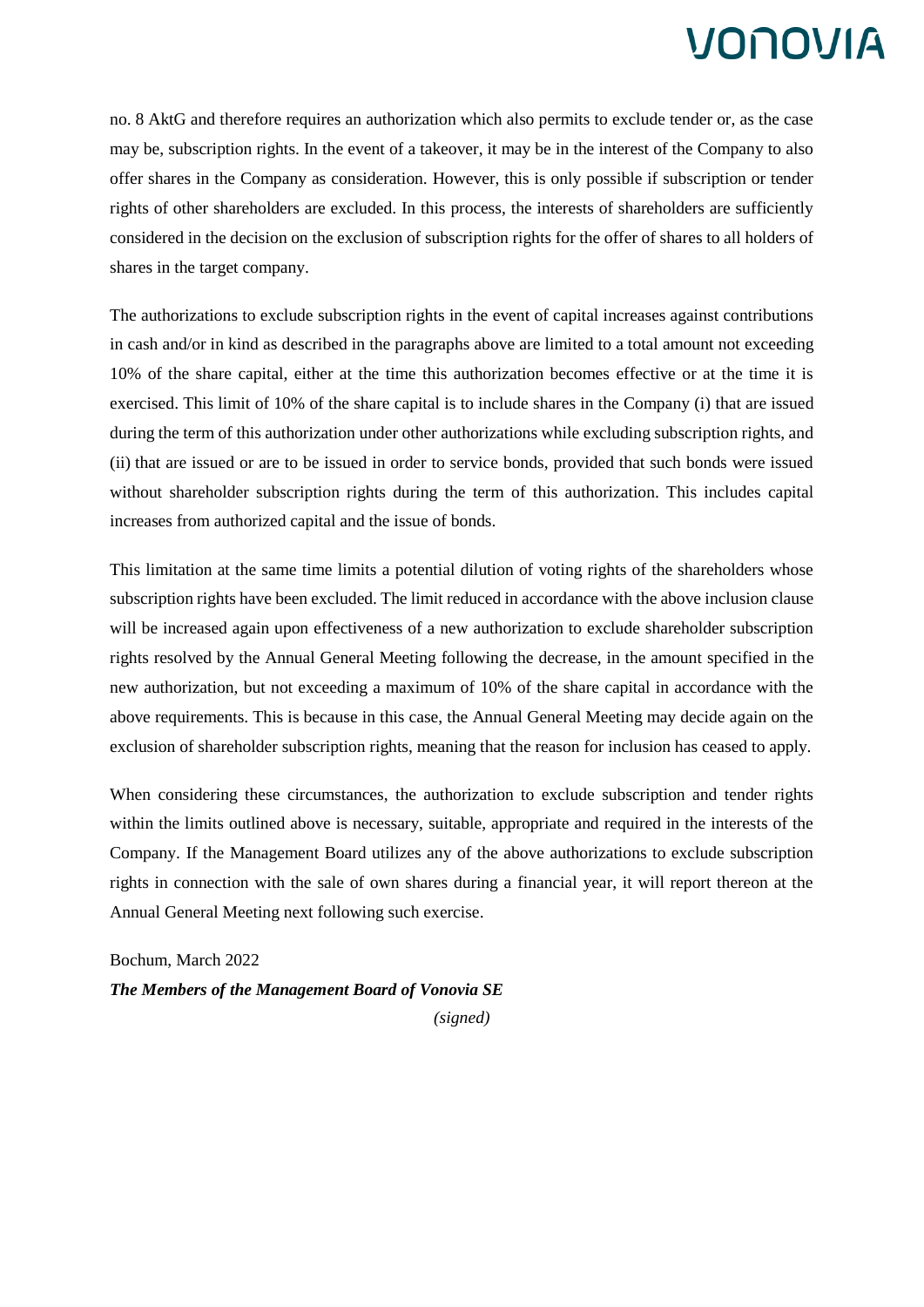no. 8 AktG and therefore requires an authorization which also permits to exclude tender or, as the case may be, subscription rights. In the event of a takeover, it may be in the interest of the Company to also offer shares in the Company as consideration. However, this is only possible if subscription or tender rights of other shareholders are excluded. In this process, the interests of shareholders are sufficiently considered in the decision on the exclusion of subscription rights for the offer of shares to all holders of shares in the target company.

The authorizations to exclude subscription rights in the event of capital increases against contributions in cash and/or in kind as described in the paragraphs above are limited to a total amount not exceeding 10% of the share capital, either at the time this authorization becomes effective or at the time it is exercised. This limit of 10% of the share capital is to include shares in the Company (i) that are issued during the term of this authorization under other authorizations while excluding subscription rights, and (ii) that are issued or are to be issued in order to service bonds, provided that such bonds were issued without shareholder subscription rights during the term of this authorization. This includes capital increases from authorized capital and the issue of bonds.

This limitation at the same time limits a potential dilution of voting rights of the shareholders whose subscription rights have been excluded. The limit reduced in accordance with the above inclusion clause will be increased again upon effectiveness of a new authorization to exclude shareholder subscription rights resolved by the Annual General Meeting following the decrease, in the amount specified in the new authorization, but not exceeding a maximum of 10% of the share capital in accordance with the above requirements. This is because in this case, the Annual General Meeting may decide again on the exclusion of shareholder subscription rights, meaning that the reason for inclusion has ceased to apply.

When considering these circumstances, the authorization to exclude subscription and tender rights within the limits outlined above is necessary, suitable, appropriate and required in the interests of the Company. If the Management Board utilizes any of the above authorizations to exclude subscription rights in connection with the sale of own shares during a financial year, it will report thereon at the Annual General Meeting next following such exercise.

Bochum, March 2022

***The Members of the Management Board of Vonovia SE***

*(signed)*